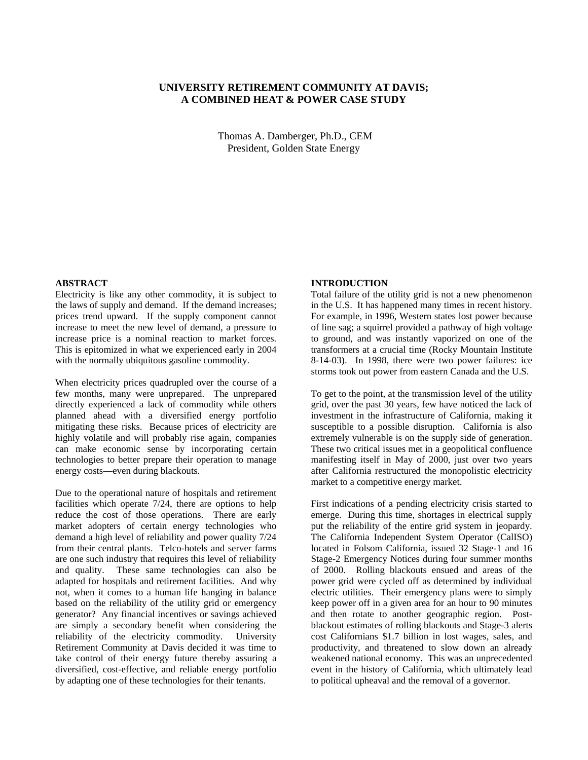# UNIVERSITY RETIREMENT COMMUNITY AT DAVIS; A COMBINED HEAT & POWER CASE STUDY

Thomas A. Damberger, Ph.D., CEM
President, Golden State Energy

## ABSTRACT

Electricity is like any other commodity, it is subject to the laws of supply and demand. If the demand increases; prices trend upward. If the supply component cannot increase to meet the new level of demand, a pressure to increase price is a nominal reaction to market forces. This is epitomized in what we experienced early in 2004 with the normally ubiquitous gasoline commodity.

When electricity prices quadrupled over the course of a few months, many were unprepared. The unprepared directly experienced a lack of commodity while others planned ahead with a diversified energy portfolio mitigating these risks. Because prices of electricity are highly volatile and will probably rise again, companies can make economic sense by incorporating certain technologies to better prepare their operation to manage energy costs—even during blackouts.

Due to the operational nature of hospitals and retirement facilities which operate 7/24, there are options to help reduce the cost of those operations. There are early market adopters of certain energy technologies who demand a high level of reliability and power quality 7/24 from their central plants. Telco-hotels and server farms are one such industry that requires this level of reliability and quality. These same technologies can also be adapted for hospitals and retirement facilities. And why not, when it comes to a human life hanging in balance based on the reliability of the utility grid or emergency generator? Any financial incentives or savings achieved are simply a secondary benefit when considering the reliability of the electricity commodity. University Retirement Community at Davis decided it was time to take control of their energy future thereby assuring a diversified, cost-effective, and reliable energy portfolio by adapting one of these technologies for their tenants.

## INTRODUCTION

Total failure of the utility grid is not a new phenomenon in the U.S. It has happened many times in recent history. For example, in 1996, Western states lost power because of line sag; a squirrel provided a pathway of high voltage to ground, and was instantly vaporized on one of the transformers at a crucial time (Rocky Mountain Institute 8-14-03). In 1998, there were two power failures: ice storms took out power from eastern Canada and the U.S.

To get to the point, at the transmission level of the utility grid, over the past 30 years, few have noticed the lack of investment in the infrastructure of California, making it susceptible to a possible disruption. California is also extremely vulnerable is on the supply side of generation. These two critical issues met in a geopolitical confluence manifesting itself in May of 2000, just over two years after California restructured the monopolistic electricity market to a competitive energy market.

First indications of a pending electricity crisis started to emerge. During this time, shortages in electrical supply put the reliability of the entire grid system in jeopardy. The California Independent System Operator (CalISO) located in Folsom California, issued 32 Stage-1 and 16 Stage-2 Emergency Notices during four summer months of 2000. Rolling blackouts ensued and areas of the power grid were cycled off as determined by individual electric utilities. Their emergency plans were to simply keep power off in a given area for an hour to 90 minutes and then rotate to another geographic region. Post-blackout estimates of rolling blackouts and Stage-3 alerts cost Californians $1.7 billion in lost wages, sales, and productivity, and threatened to slow down an already weakened national economy. This was an unprecedented event in the history of California, which ultimately lead to political upheaval and the removal of a governor.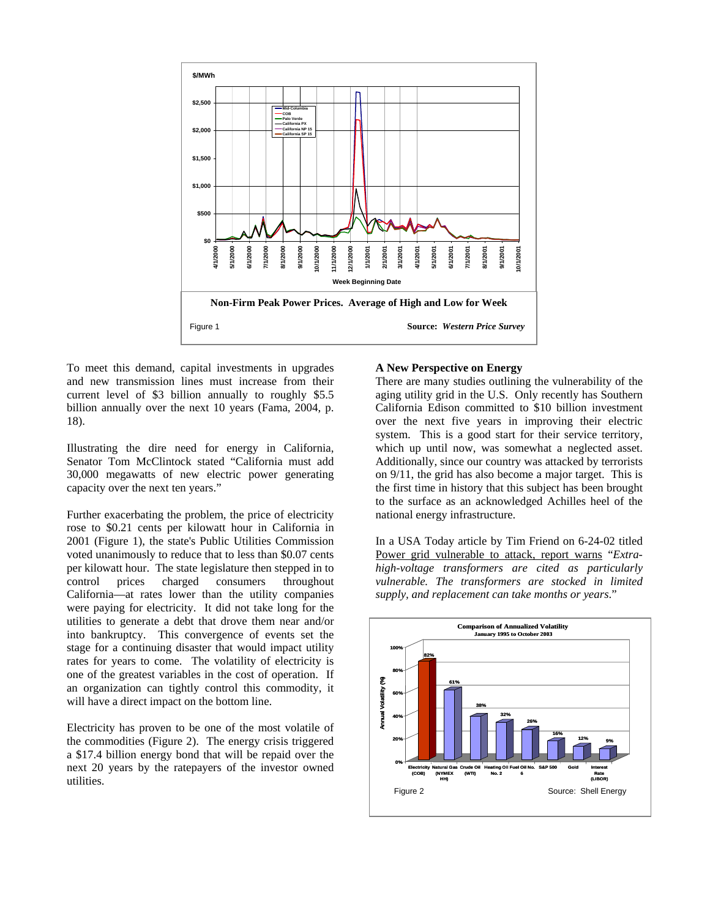Non-Firm Peak Power Prices. Average of High and Low for Week

Figure 1 Source: *Western Price Survey*

To meet this demand, capital investments in upgrades and new transmission lines must increase from their current level of $3 billion annually to roughly $5.5 billion annually over the next 10 years (Fama, 2004, p. 18).

Illustrating the dire need for energy in California, Senator Tom McClintock stated "California must add 30,000 megawatts of new electric power generating capacity over the next ten years."

Further exacerbating the problem, the price of electricity rose to $0.21 cents per kilowatt hour in California in 2001 (Figure 1), the state's Public Utilities Commission voted unanimously to reduce that to less than $0.07 cents per kilowatt hour. The state legislature then stepped in to control prices charged consumers throughout California—at rates lower than the utility companies were paying for electricity. It did not take long for the utilities to generate a debt that drove them near and/or into bankruptcy. This convergence of events set the stage for a continuing disaster that would impact utility rates for years to come. The volatility of electricity is one of the greatest variables in the cost of operation. If an organization can tightly control this commodity, it will have a direct impact on the bottom line.

Electricity has proven to be one of the most volatile of the commodities (Figure 2). The energy crisis triggered a $17.4 billion energy bond that will be repaid over the next 20 years by the ratepayers of the investor owned utilities.

**A New Perspective on Energy**

There are many studies outlining the vulnerability of the aging utility grid in the U.S. Only recently has Southern California Edison committed to $10 billion investment over the next five years in improving their electric system. This is a good start for their service territory, which up until now, was somewhat a neglected asset. Additionally, since our country was attacked by terrorists on 9/11, the grid has also become a major target. This is the first time in history that this subject has been brought to the surface as an acknowledged Achilles heel of the national energy infrastructure.

In a USA Today article by Tim Friend on 6-24-02 titled Power grid vulnerable to attack, report warns "*Extra-high-voltage transformers are cited as particularly vulnerable. The transformers are stocked in limited supply, and replacement can take months or years*."

Comparison of Annualized Volatility
January 1995 to October 2003

| Commodity | Annual Volatility (%) |
|---|---|
| Electricity (COB) | 82% |
| Natural Gas (NYMEX HH) | 61% |
| Crude Oil (WTI) | 38% |
| Heating Oil No. 2 | 32% |
| Fuel Oil No. 6 | 26% |
| S&P 500 | 16% |
| Gold | 12% |
| Interest Rate (LIBOR) | 9% |

Figure 2 Source: Shell Energy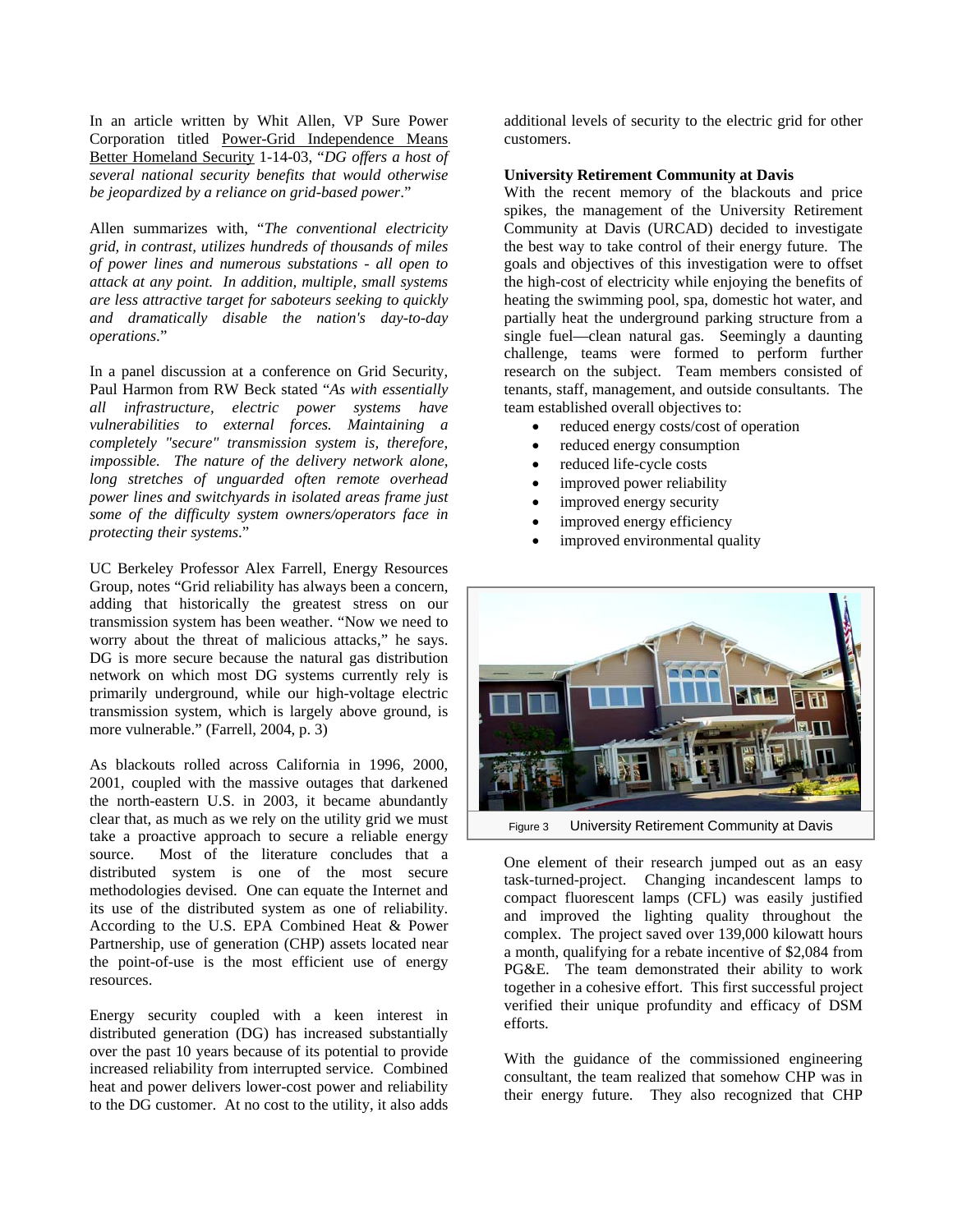In an article written by Whit Allen, VP Sure Power Corporation titled Power-Grid Independence Means Better Homeland Security 1-14-03, "*DG offers a host of several national security benefits that would otherwise be jeopardized by a reliance on grid-based power*."

Allen summarizes with, "*The conventional electricity grid, in contrast, utilizes hundreds of thousands of miles of power lines and numerous substations - all open to attack at any point. In addition, multiple, small systems are less attractive target for saboteurs seeking to quickly and dramatically disable the nation's day-to-day operations*."

In a panel discussion at a conference on Grid Security, Paul Harmon from RW Beck stated "*As with essentially all infrastructure, electric power systems have vulnerabilities to external forces. Maintaining a completely "secure" transmission system is, therefore, impossible. The nature of the delivery network alone, long stretches of unguarded often remote overhead power lines and switchyards in isolated areas frame just some of the difficulty system owners/operators face in protecting their systems*."

UC Berkeley Professor Alex Farrell, Energy Resources Group, notes "Grid reliability has always been a concern, adding that historically the greatest stress on our transmission system has been weather. "Now we need to worry about the threat of malicious attacks," he says. DG is more secure because the natural gas distribution network on which most DG systems currently rely is primarily underground, while our high-voltage electric transmission system, which is largely above ground, is more vulnerable." (Farrell, 2004, p. 3)

As blackouts rolled across California in 1996, 2000, 2001, coupled with the massive outages that darkened the north-eastern U.S. in 2003, it became abundantly clear that, as much as we rely on the utility grid we must take a proactive approach to secure a reliable energy source. Most of the literature concludes that a distributed system is one of the most secure methodologies devised. One can equate the Internet and its use of the distributed system as one of reliability. According to the U.S. EPA Combined Heat & Power Partnership, use of generation (CHP) assets located near the point-of-use is the most efficient use of energy resources.

Energy security coupled with a keen interest in distributed generation (DG) has increased substantially over the past 10 years because of its potential to provide increased reliability from interrupted service. Combined heat and power delivers lower-cost power and reliability to the DG customer. At no cost to the utility, it also adds additional levels of security to the electric grid for other customers.

**University Retirement Community at Davis**

With the recent memory of the blackouts and price spikes, the management of the University Retirement Community at Davis (URCAD) decided to investigate the best way to take control of their energy future. The goals and objectives of this investigation were to offset the high-cost of electricity while enjoying the benefits of heating the swimming pool, spa, domestic hot water, and partially heat the underground parking structure from a single fuel—clean natural gas. Seemingly a daunting challenge, teams were formed to perform further research on the subject. Team members consisted of tenants, staff, management, and outside consultants. The team established overall objectives to:

- reduced energy costs/cost of operation
- reduced energy consumption
- reduced life-cycle costs
- improved power reliability
- improved energy security
- improved energy efficiency
- improved environmental quality

Figure 3 University Retirement Community at Davis

One element of their research jumped out as an easy task-turned-project. Changing incandescent lamps to compact fluorescent lamps (CFL) was easily justified and improved the lighting quality throughout the complex. The project saved over 139,000 kilowatt hours a month, qualifying for a rebate incentive of $2,084 from PG&E. The team demonstrated their ability to work together in a cohesive effort. This first successful project verified their unique profundity and efficacy of DSM efforts.

With the guidance of the commissioned engineering consultant, the team realized that somehow CHP was in their energy future. They also recognized that CHP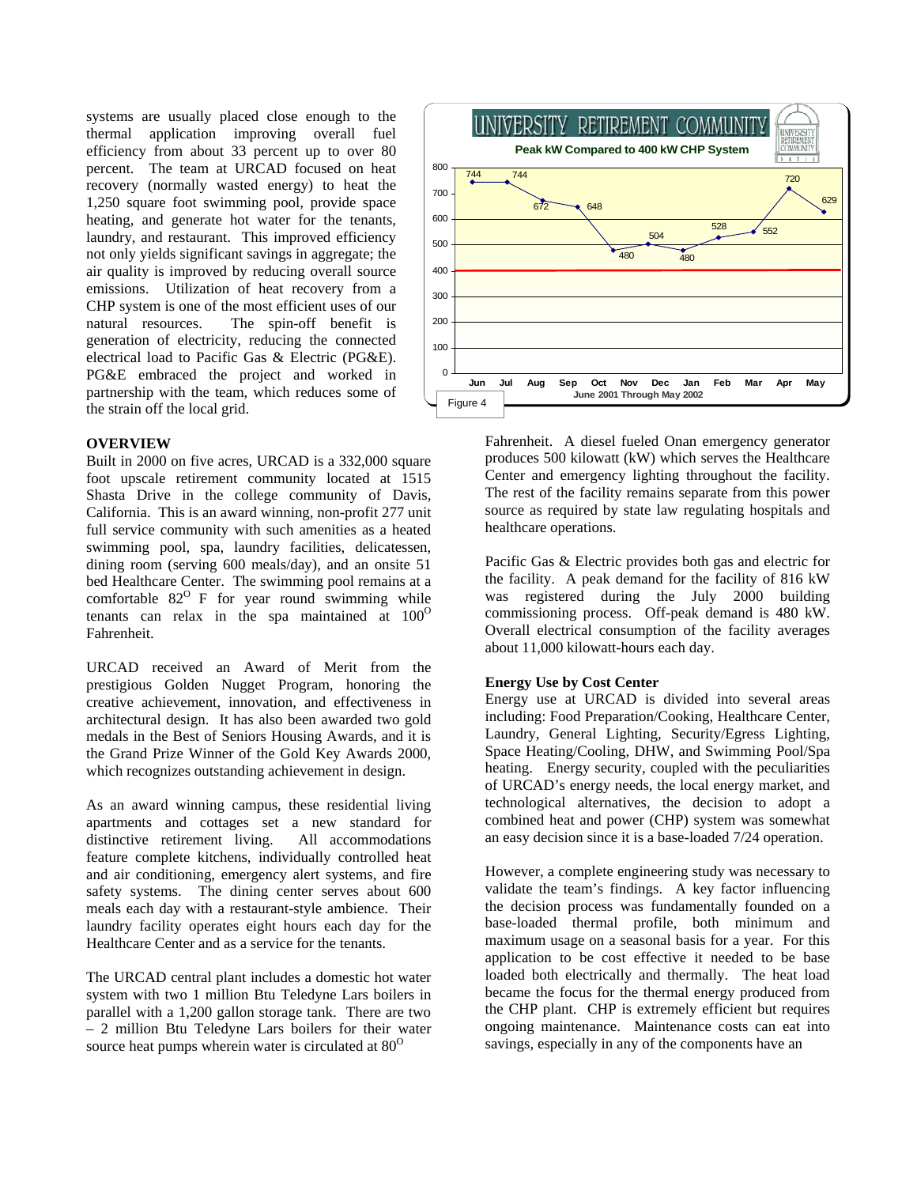systems are usually placed close enough to the thermal application improving overall fuel efficiency from about 33 percent up to over 80 percent. The team at URCAD focused on heat recovery (normally wasted energy) to heat the 1,250 square foot swimming pool, provide space heating, and generate hot water for the tenants, laundry, and restaurant. This improved efficiency not only yields significant savings in aggregate; the air quality is improved by reducing overall source emissions. Utilization of heat recovery from a CHP system is one of the most efficient uses of our natural resources. The spin-off benefit is generation of electricity, reducing the connected electrical load to Pacific Gas & Electric (PG&E). PG&E embraced the project and worked in partnership with the team, which reduces some of the strain off the local grid.

**UNIVERSITY RETIREMENT COMMUNITY**

**Peak kW Compared to 400 kW CHP System**

| Month | Jun | Jul | Aug | Sep | Oct | Nov | Dec | Jan | Feb | Mar | Apr | May |
|---|---|---|---|---|---|---|---|---|---|---|---|---|
| Peak kW | 744 | 744 | 672 | 648 | 480 | 504 | 480 | 528 | 552 | 720 | 629 | |

June 2001 Through May 2002

Figure 4

## OVERVIEW

Built in 2000 on five acres, URCAD is a 332,000 square foot upscale retirement community located at 1515 Shasta Drive in the college community of Davis, California. This is an award winning, non-profit 277 unit full service community with such amenities as a heated swimming pool, spa, laundry facilities, delicatessen, dining room (serving 600 meals/day), and an onsite 51 bed Healthcare Center. The swimming pool remains at a comfortable 82$^{O}$ F for year round swimming while tenants can relax in the spa maintained at 100$^{O}$ Fahrenheit.

URCAD received an Award of Merit from the prestigious Golden Nugget Program, honoring the creative achievement, innovation, and effectiveness in architectural design. It has also been awarded two gold medals in the Best of Seniors Housing Awards, and it is the Grand Prize Winner of the Gold Key Awards 2000, which recognizes outstanding achievement in design.

As an award winning campus, these residential living apartments and cottages set a new standard for distinctive retirement living. All accommodations feature complete kitchens, individually controlled heat and air conditioning, emergency alert systems, and fire safety systems. The dining center serves about 600 meals each day with a restaurant-style ambience. Their laundry facility operates eight hours each day for the Healthcare Center and as a service for the tenants.

The URCAD central plant includes a domestic hot water system with two 1 million Btu Teledyne Lars boilers in parallel with a 1,200 gallon storage tank. There are two – 2 million Btu Teledyne Lars boilers for their water source heat pumps wherein water is circulated at 80$^{O}$ Fahrenheit. A diesel fueled Onan emergency generator produces 500 kilowatt (kW) which serves the Healthcare Center and emergency lighting throughout the facility. The rest of the facility remains separate from this power source as required by state law regulating hospitals and healthcare operations.

Pacific Gas & Electric provides both gas and electric for the facility. A peak demand for the facility of 816 kW was registered during the July 2000 building commissioning process. Off-peak demand is 480 kW. Overall electrical consumption of the facility averages about 11,000 kilowatt-hours each day.

**Energy Use by Cost Center**

Energy use at URCAD is divided into several areas including: Food Preparation/Cooking, Healthcare Center, Laundry, General Lighting, Security/Egress Lighting, Space Heating/Cooling, DHW, and Swimming Pool/Spa heating. Energy security, coupled with the peculiarities of URCAD's energy needs, the local energy market, and technological alternatives, the decision to adopt a combined heat and power (CHP) system was somewhat an easy decision since it is a base-loaded 7/24 operation.

However, a complete engineering study was necessary to validate the team's findings. A key factor influencing the decision process was fundamentally founded on a base-loaded thermal profile, both minimum and maximum usage on a seasonal basis for a year. For this application to be cost effective it needed to be base loaded both electrically and thermally. The heat load became the focus for the thermal energy produced from the CHP plant. CHP is extremely efficient but requires ongoing maintenance. Maintenance costs can eat into savings, especially in any of the components have an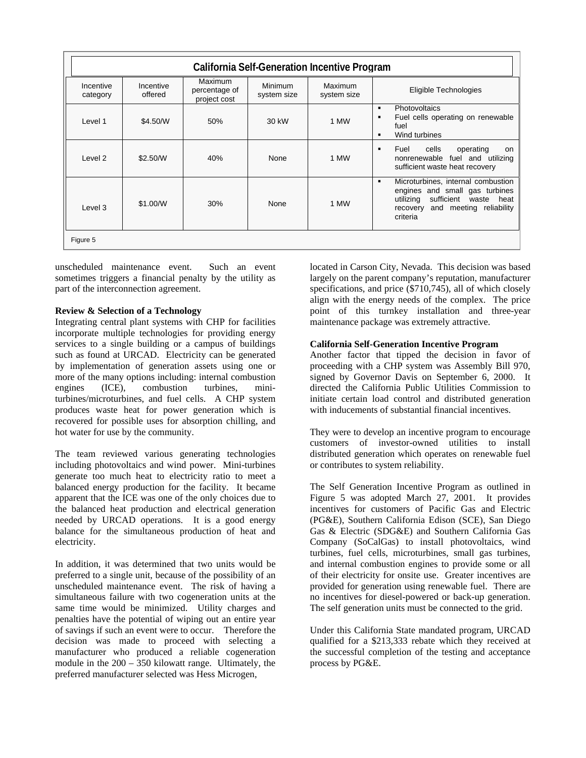| California Self-Generation Incentive Program | | | | | |
|---|---|---|---|---|---|
| Incentive category | Incentive offered | Maximum percentage of project cost | Minimum system size | Maximum system size | Eligible Technologies |
| Level 1 | $4.50/W | 50% | 30 kW | 1 MW | ▪ Photovoltaics ▪ Fuel cells operating on renewable fuel ▪ Wind turbines |
| Level 2 | $2.50/W | 40% | None | 1 MW | ▪ Fuel cells operating on nonrenewable fuel and utilizing sufficient waste heat recovery |
| Level 3 | $1.00/W | 30% | None | 1 MW | ▪ Microturbines, internal combustion engines and small gas turbines utilizing sufficient waste heat recovery and meeting reliability criteria |

Figure 5

unscheduled maintenance event. Such an event sometimes triggers a financial penalty by the utility as part of the interconnection agreement.

**Review & Selection of a Technology**

Integrating central plant systems with CHP for facilities incorporate multiple technologies for providing energy services to a single building or a campus of buildings such as found at URCAD. Electricity can be generated by implementation of generation assets using one or more of the many options including: internal combustion engines (ICE), combustion turbines, mini-turbines/microturbines, and fuel cells. A CHP system produces waste heat for power generation which is recovered for possible uses for absorption chilling, and hot water for use by the community.

The team reviewed various generating technologies including photovoltaics and wind power. Mini-turbines generate too much heat to electricity ratio to meet a balanced energy production for the facility. It became apparent that the ICE was one of the only choices due to the balanced heat production and electrical generation needed by URCAD operations. It is a good energy balance for the simultaneous production of heat and electricity.

In addition, it was determined that two units would be preferred to a single unit, because of the possibility of an unscheduled maintenance event. The risk of having a simultaneous failure with two cogeneration units at the same time would be minimized. Utility charges and penalties have the potential of wiping out an entire year of savings if such an event were to occur. Therefore the decision was made to proceed with selecting a manufacturer who produced a reliable cogeneration module in the 200 – 350 kilowatt range. Ultimately, the preferred manufacturer selected was Hess Microgen, located in Carson City, Nevada. This decision was based largely on the parent company's reputation, manufacturer specifications, and price ($710,745), all of which closely align with the energy needs of the complex. The price point of this turnkey installation and three-year maintenance package was extremely attractive.

**California Self-Generation Incentive Program**

Another factor that tipped the decision in favor of proceeding with a CHP system was Assembly Bill 970, signed by Governor Davis on September 6, 2000. It directed the California Public Utilities Commission to initiate certain load control and distributed generation with inducements of substantial financial incentives.

They were to develop an incentive program to encourage customers of investor-owned utilities to install distributed generation which operates on renewable fuel or contributes to system reliability.

The Self Generation Incentive Program as outlined in Figure 5 was adopted March 27, 2001. It provides incentives for customers of Pacific Gas and Electric (PG&E), Southern California Edison (SCE), San Diego Gas & Electric (SDG&E) and Southern California Gas Company (SoCalGas) to install photovoltaics, wind turbines, fuel cells, microturbines, small gas turbines, and internal combustion engines to provide some or all of their electricity for onsite use. Greater incentives are provided for generation using renewable fuel. There are no incentives for diesel-powered or back-up generation. The self generation units must be connected to the grid.

Under this California State mandated program, URCAD qualified for a $213,333 rebate which they received at the successful completion of the testing and acceptance process by PG&E.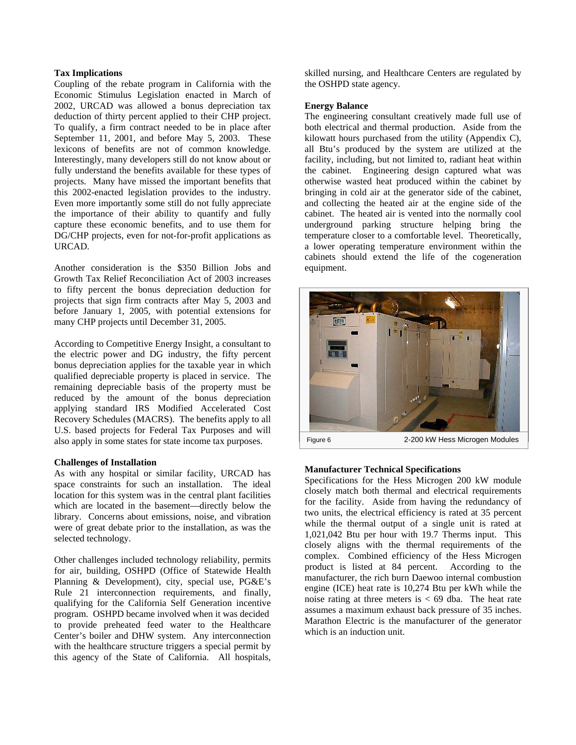### Tax Implications

Coupling of the rebate program in California with the Economic Stimulus Legislation enacted in March of 2002, URCAD was allowed a bonus depreciation tax deduction of thirty percent applied to their CHP project. To qualify, a firm contract needed to be in place after September 11, 2001, and before May 5, 2003. These lexicons of benefits are not of common knowledge. Interestingly, many developers still do not know about or fully understand the benefits available for these types of projects. Many have missed the important benefits that this 2002-enacted legislation provides to the industry. Even more importantly some still do not fully appreciate the importance of their ability to quantify and fully capture these economic benefits, and to use them for DG/CHP projects, even for not-for-profit applications as URCAD.

Another consideration is the $350 Billion Jobs and Growth Tax Relief Reconciliation Act of 2003 increases to fifty percent the bonus depreciation deduction for projects that sign firm contracts after May 5, 2003 and before January 1, 2005, with potential extensions for many CHP projects until December 31, 2005.

According to Competitive Energy Insight, a consultant to the electric power and DG industry, the fifty percent bonus depreciation applies for the taxable year in which qualified depreciable property is placed in service. The remaining depreciable basis of the property must be reduced by the amount of the bonus depreciation applying standard IRS Modified Accelerated Cost Recovery Schedules (MACRS). The benefits apply to all U.S. based projects for Federal Tax Purposes and will also apply in some states for state income tax purposes.

### Challenges of Installation

As with any hospital or similar facility, URCAD has space constraints for such an installation. The ideal location for this system was in the central plant facilities which are located in the basement—directly below the library. Concerns about emissions, noise, and vibration were of great debate prior to the installation, as was the selected technology.

Other challenges included technology reliability, permits for air, building, OSHPD (Office of Statewide Health Planning & Development), city, special use, PG&E's Rule 21 interconnection requirements, and finally, qualifying for the California Self Generation incentive program. OSHPD became involved when it was decided to provide preheated feed water to the Healthcare Center's boiler and DHW system. Any interconnection with the healthcare structure triggers a special permit by this agency of the State of California. All hospitals, skilled nursing, and Healthcare Centers are regulated by the OSHPD state agency.

### Energy Balance

The engineering consultant creatively made full use of both electrical and thermal production. Aside from the kilowatt hours purchased from the utility (Appendix C), all Btu's produced by the system are utilized at the facility, including, but not limited to, radiant heat within the cabinet. Engineering design captured what was otherwise wasted heat produced within the cabinet by bringing in cold air at the generator side of the cabinet, and collecting the heated air at the engine side of the cabinet. The heated air is vented into the normally cool underground parking structure helping bring the temperature closer to a comfortable level. Theoretically, a lower operating temperature environment within the cabinets should extend the life of the cogeneration equipment.

Figure 6 2-200 kW Hess Microgen Modules

### Manufacturer Technical Specifications

Specifications for the Hess Microgen 200 kW module closely match both thermal and electrical requirements for the facility. Aside from having the redundancy of two units, the electrical efficiency is rated at 35 percent while the thermal output of a single unit is rated at 1,021,042 Btu per hour with 19.7 Therms input. This closely aligns with the thermal requirements of the complex. Combined efficiency of the Hess Microgen product is listed at 84 percent. According to the manufacturer, the rich burn Daewoo internal combustion engine (ICE) heat rate is 10,274 Btu per kWh while the noise rating at three meters is < 69 dba. The heat rate assumes a maximum exhaust back pressure of 35 inches. Marathon Electric is the manufacturer of the generator which is an induction unit.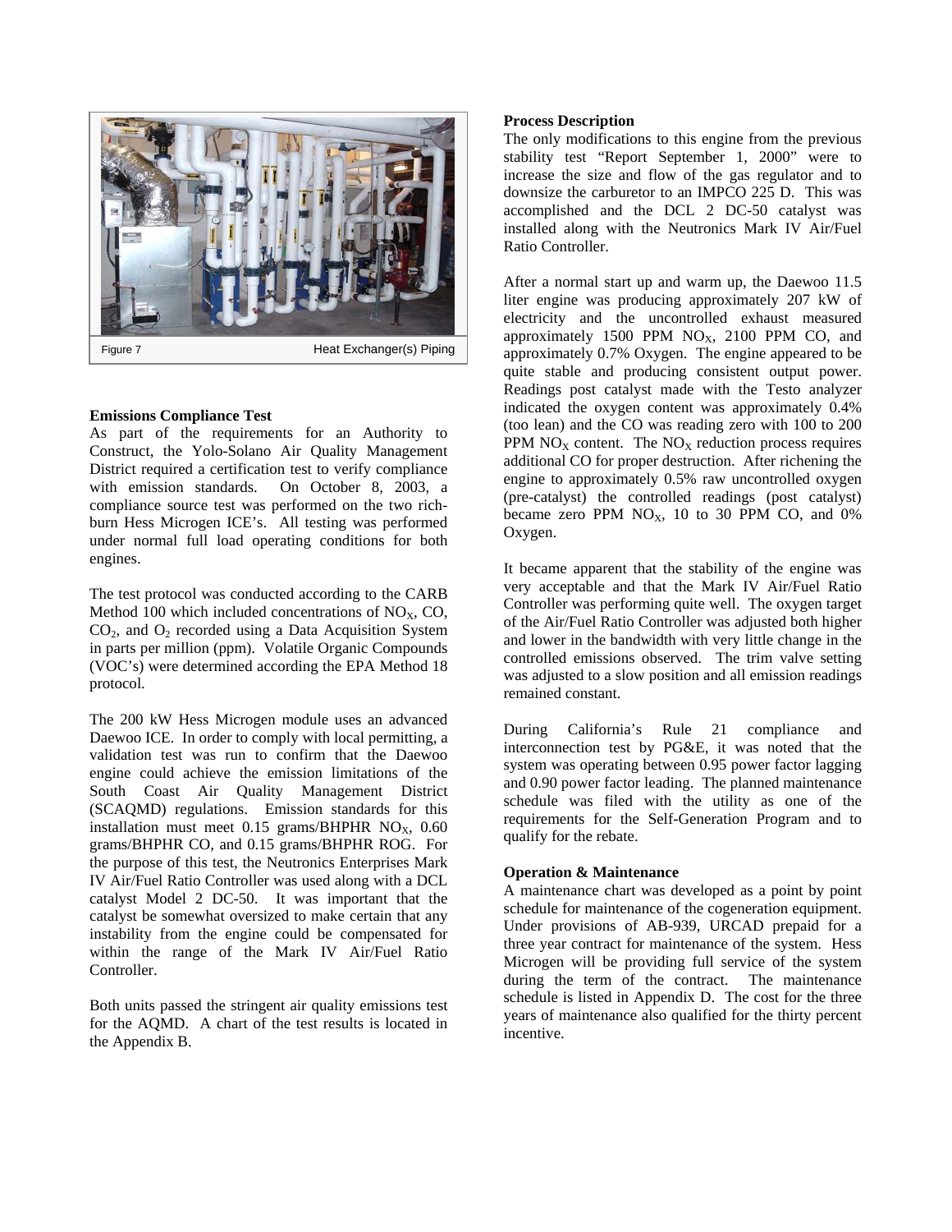Figure 7 Heat Exchanger(s) Piping

**Emissions Compliance Test**

As part of the requirements for an Authority to Construct, the Yolo-Solano Air Quality Management District required a certification test to verify compliance with emission standards. On October 8, 2003, a compliance source test was performed on the two rich-burn Hess Microgen ICE's. All testing was performed under normal full load operating conditions for both engines.

The test protocol was conducted according to the CARB Method 100 which included concentrations of $NO_X$, CO, $CO_2$, and $O_2$ recorded using a Data Acquisition System in parts per million (ppm). Volatile Organic Compounds (VOC's) were determined according the EPA Method 18 protocol.

The 200 kW Hess Microgen module uses an advanced Daewoo ICE. In order to comply with local permitting, a validation test was run to confirm that the Daewoo engine could achieve the emission limitations of the South Coast Air Quality Management District (SCAQMD) regulations. Emission standards for this installation must meet 0.15 grams/BHPHR $NO_X$, 0.60 grams/BHPHR CO, and 0.15 grams/BHPHR ROG. For the purpose of this test, the Neutronics Enterprises Mark IV Air/Fuel Ratio Controller was used along with a DCL catalyst Model 2 DC-50. It was important that the catalyst be somewhat oversized to make certain that any instability from the engine could be compensated for within the range of the Mark IV Air/Fuel Ratio Controller.

Both units passed the stringent air quality emissions test for the AQMD. A chart of the test results is located in the Appendix B.

**Process Description**

The only modifications to this engine from the previous stability test "Report September 1, 2000" were to increase the size and flow of the gas regulator and to downsize the carburetor to an IMPCO 225 D. This was accomplished and the DCL 2 DC-50 catalyst was installed along with the Neutronics Mark IV Air/Fuel Ratio Controller.

After a normal start up and warm up, the Daewoo 11.5 liter engine was producing approximately 207 kW of electricity and the uncontrolled exhaust measured approximately 1500 PPM $NO_X$, 2100 PPM CO, and approximately 0.7% Oxygen. The engine appeared to be quite stable and producing consistent output power. Readings post catalyst made with the Testo analyzer indicated the oxygen content was approximately 0.4% (too lean) and the CO was reading zero with 100 to 200 PPM $NO_X$ content. The $NO_X$ reduction process requires additional CO for proper destruction. After richening the engine to approximately 0.5% raw uncontrolled oxygen (pre-catalyst) the controlled readings (post catalyst) became zero PPM $NO_X$, 10 to 30 PPM CO, and 0% Oxygen.

It became apparent that the stability of the engine was very acceptable and that the Mark IV Air/Fuel Ratio Controller was performing quite well. The oxygen target of the Air/Fuel Ratio Controller was adjusted both higher and lower in the bandwidth with very little change in the controlled emissions observed. The trim valve setting was adjusted to a slow position and all emission readings remained constant.

During California's Rule 21 compliance and interconnection test by PG&E, it was noted that the system was operating between 0.95 power factor lagging and 0.90 power factor leading. The planned maintenance schedule was filed with the utility as one of the requirements for the Self-Generation Program and to qualify for the rebate.

**Operation & Maintenance**

A maintenance chart was developed as a point by point schedule for maintenance of the cogeneration equipment. Under provisions of AB-939, URCAD prepaid for a three year contract for maintenance of the system. Hess Microgen will be providing full service of the system during the term of the contract. The maintenance schedule is listed in Appendix D. The cost for the three years of maintenance also qualified for the thirty percent incentive.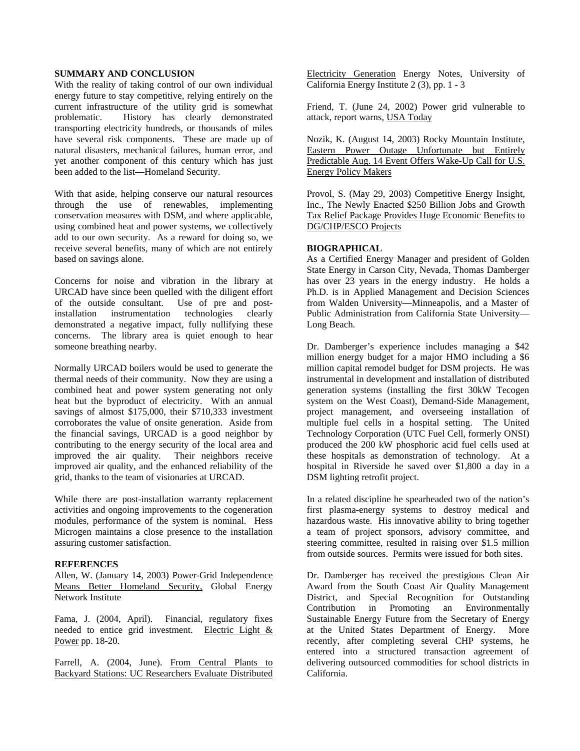## SUMMARY AND CONCLUSION

With the reality of taking control of our own individual energy future to stay competitive, relying entirely on the current infrastructure of the utility grid is somewhat problematic. History has clearly demonstrated transporting electricity hundreds, or thousands of miles have several risk components. These are made up of natural disasters, mechanical failures, human error, and yet another component of this century which has just been added to the list—Homeland Security.

With that aside, helping conserve our natural resources through the use of renewables, implementing conservation measures with DSM, and where applicable, using combined heat and power systems, we collectively add to our own security. As a reward for doing so, we receive several benefits, many of which are not entirely based on savings alone.

Concerns for noise and vibration in the library at URCAD have since been quelled with the diligent effort of the outside consultant. Use of pre and post-installation instrumentation technologies clearly demonstrated a negative impact, fully nullifying these concerns. The library area is quiet enough to hear someone breathing nearby.

Normally URCAD boilers would be used to generate the thermal needs of their community. Now they are using a combined heat and power system generating not only heat but the byproduct of electricity. With an annual savings of almost $175,000, their $710,333 investment corroborates the value of onsite generation. Aside from the financial savings, URCAD is a good neighbor by contributing to the energy security of the local area and improved the air quality. Their neighbors receive improved air quality, and the enhanced reliability of the grid, thanks to the team of visionaries at URCAD.

While there are post-installation warranty replacement activities and ongoing improvements to the cogeneration modules, performance of the system is nominal. Hess Microgen maintains a close presence to the installation assuring customer satisfaction.

## REFERENCES

Allen, W. (January 14, 2003) Power-Grid Independence Means Better Homeland Security, Global Energy Network Institute

Fama, J. (2004, April). Financial, regulatory fixes needed to entice grid investment. Electric Light & Power pp. 18-20.

Farrell, A. (2004, June). From Central Plants to Backyard Stations: UC Researchers Evaluate Distributed Electricity Generation Energy Notes, University of California Energy Institute 2 (3), pp. 1 - 3

Friend, T. (June 24, 2002) Power grid vulnerable to attack, report warns, USA Today

Nozik, K. (August 14, 2003) Rocky Mountain Institute, Eastern Power Outage Unfortunate but Entirely Predictable Aug. 14 Event Offers Wake-Up Call for U.S. Energy Policy Makers

Provol, S. (May 29, 2003) Competitive Energy Insight, Inc., The Newly Enacted $250 Billion Jobs and Growth Tax Relief Package Provides Huge Economic Benefits to DG/CHP/ESCO Projects

## BIOGRAPHICAL

As a Certified Energy Manager and president of Golden State Energy in Carson City, Nevada, Thomas Damberger has over 23 years in the energy industry. He holds a Ph.D. is in Applied Management and Decision Sciences from Walden University—Minneapolis, and a Master of Public Administration from California State University—Long Beach.

Dr. Damberger's experience includes managing a $42 million energy budget for a major HMO including a $6 million capital remodel budget for DSM projects. He was instrumental in development and installation of distributed generation systems (installing the first 30kW Tecogen system on the West Coast), Demand-Side Management, project management, and overseeing installation of multiple fuel cells in a hospital setting. The United Technology Corporation (UTC Fuel Cell, formerly ONSI) produced the 200 kW phosphoric acid fuel cells used at these hospitals as demonstration of technology. At a hospital in Riverside he saved over $1,800 a day in a DSM lighting retrofit project.

In a related discipline he spearheaded two of the nation's first plasma-energy systems to destroy medical and hazardous waste. His innovative ability to bring together a team of project sponsors, advisory committee, and steering committee, resulted in raising over $1.5 million from outside sources. Permits were issued for both sites.

Dr. Damberger has received the prestigious Clean Air Award from the South Coast Air Quality Management District, and Special Recognition for Outstanding Contribution in Promoting an Environmentally Sustainable Energy Future from the Secretary of Energy at the United States Department of Energy. More recently, after completing several CHP systems, he entered into a structured transaction agreement of delivering outsourced commodities for school districts in California.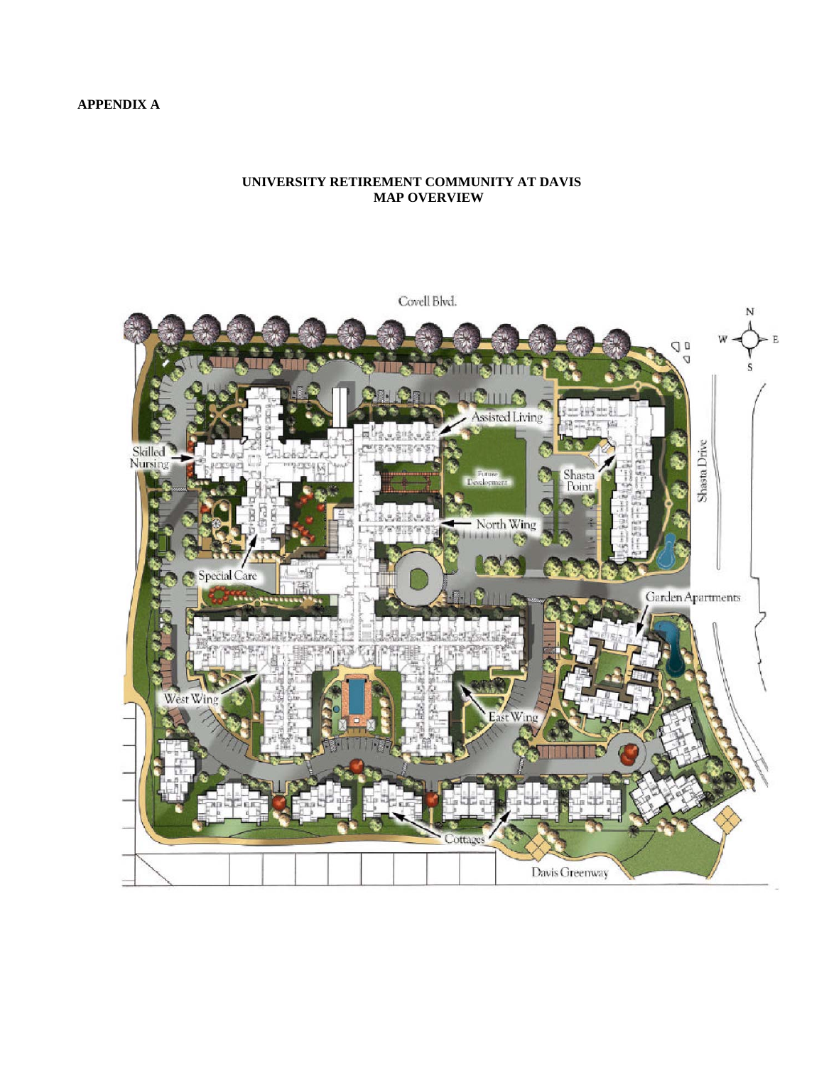**APPENDIX A**

**UNIVERSITY RETIREMENT COMMUNITY AT DAVIS**
**MAP OVERVIEW**

Covell Blvd.

N
W E
S

Assisted Living

Skilled Nursing

Future Development

Shasta Point

Shasta Drive

North Wing

Special Care

Garden Apartments

West Wing

East Wing

Cottages

Davis Greenway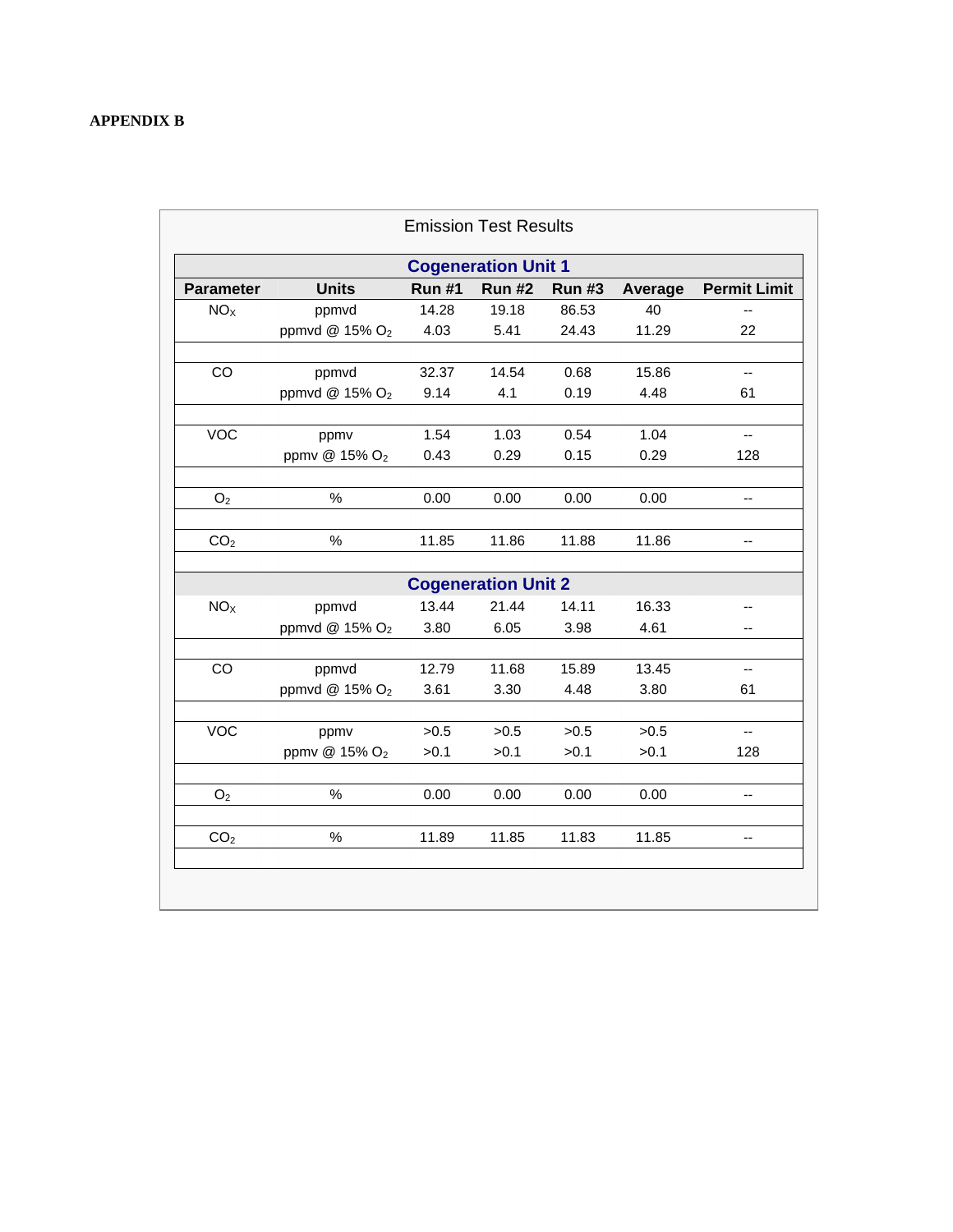**APPENDIX B**

Emission Test Results

| Parameter | Units | Run #1 | Run #2 | Run #3 | Average | Permit Limit |
|---|---|---|---|---|---|---|
| **Cogeneration Unit 1** | | | | | | |
| $NO_X$ | ppmvd | 14.28 | 19.18 | 86.53 | 40 | -- |
| | ppmvd @ 15% $O_2$ | 4.03 | 5.41 | 24.43 | 11.29 | 22 |
| CO | ppmvd | 32.37 | 14.54 | 0.68 | 15.86 | -- |
| | ppmvd @ 15% $O_2$ | 9.14 | 4.1 | 0.19 | 4.48 | 61 |
| VOC | ppmv | 1.54 | 1.03 | 0.54 | 1.04 | -- |
| | ppmv @ 15% $O_2$ | 0.43 | 0.29 | 0.15 | 0.29 | 128 |
| $O_2$ | % | 0.00 | 0.00 | 0.00 | 0.00 | -- |
| $CO_2$ | % | 11.85 | 11.86 | 11.88 | 11.86 | -- |
| **Cogeneration Unit 2** | | | | | | |
| $NO_X$ | ppmvd | 13.44 | 21.44 | 14.11 | 16.33 | -- |
| | ppmvd @ 15% $O_2$ | 3.80 | 6.05 | 3.98 | 4.61 | -- |
| CO | ppmvd | 12.79 | 11.68 | 15.89 | 13.45 | -- |
| | ppmvd @ 15% $O_2$ | 3.61 | 3.30 | 4.48 | 3.80 | 61 |
| VOC | ppmv | >0.5 | >0.5 | >0.5 | >0.5 | -- |
| | ppmv @ 15% $O_2$ | >0.1 | >0.1 | >0.1 | >0.1 | 128 |
| $O_2$ | % | 0.00 | 0.00 | 0.00 | 0.00 | -- |
| $CO_2$ | % | 11.89 | 11.85 | 11.83 | 11.85 | -- |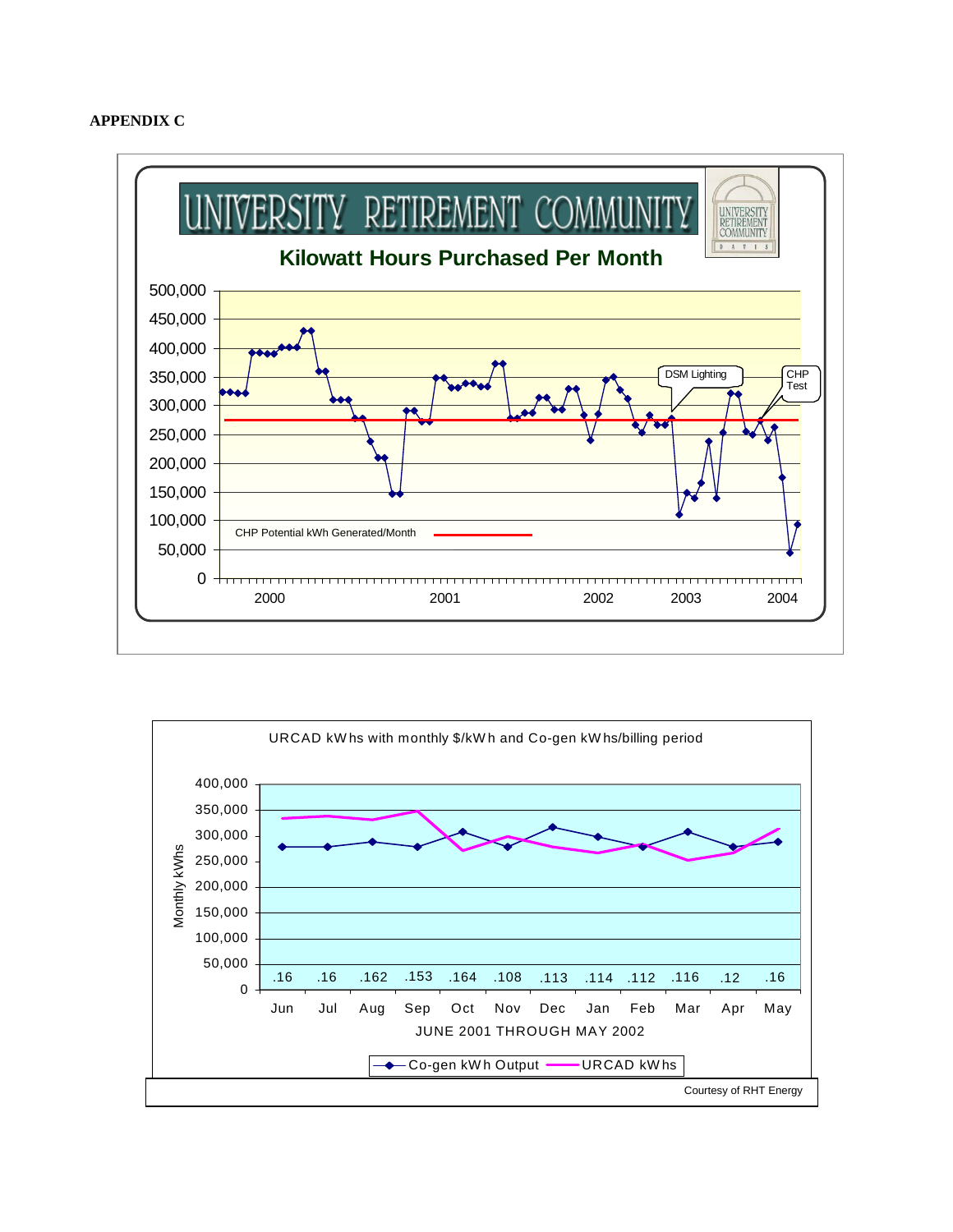**APPENDIX C**

UNIVERSITY RETIREMENT COMMUNITY

**Kilowatt Hours Purchased Per Month**

500,000
450,000
400,000
350,000
300,000
250,000
200,000
150,000
100,000
50,000
0

DSM Lighting

CHP Test

CHP Potential kWh Generated/Month

2000 2001 2002 2003 2004

URCAD kWhs with monthly $/kWh and Co-gen kWhs/billing period

Monthly kWhs

400,000
350,000
300,000
250,000
200,000
150,000
100,000
50,000
0

| Jun | Jul | Aug | Sep | Oct | Nov | Dec | Jan | Feb | Mar | Apr | May |
|---|---|---|---|---|---|---|---|---|---|---|---|
| .16 | .16 | .162 | .153 | .164 | .108 | .113 | .114 | .112 | .116 | .12 | .16 |

JUNE 2001 THROUGH MAY 2002

Co-gen kWh Output — URCAD kWhs

Courtesy of RHT Energy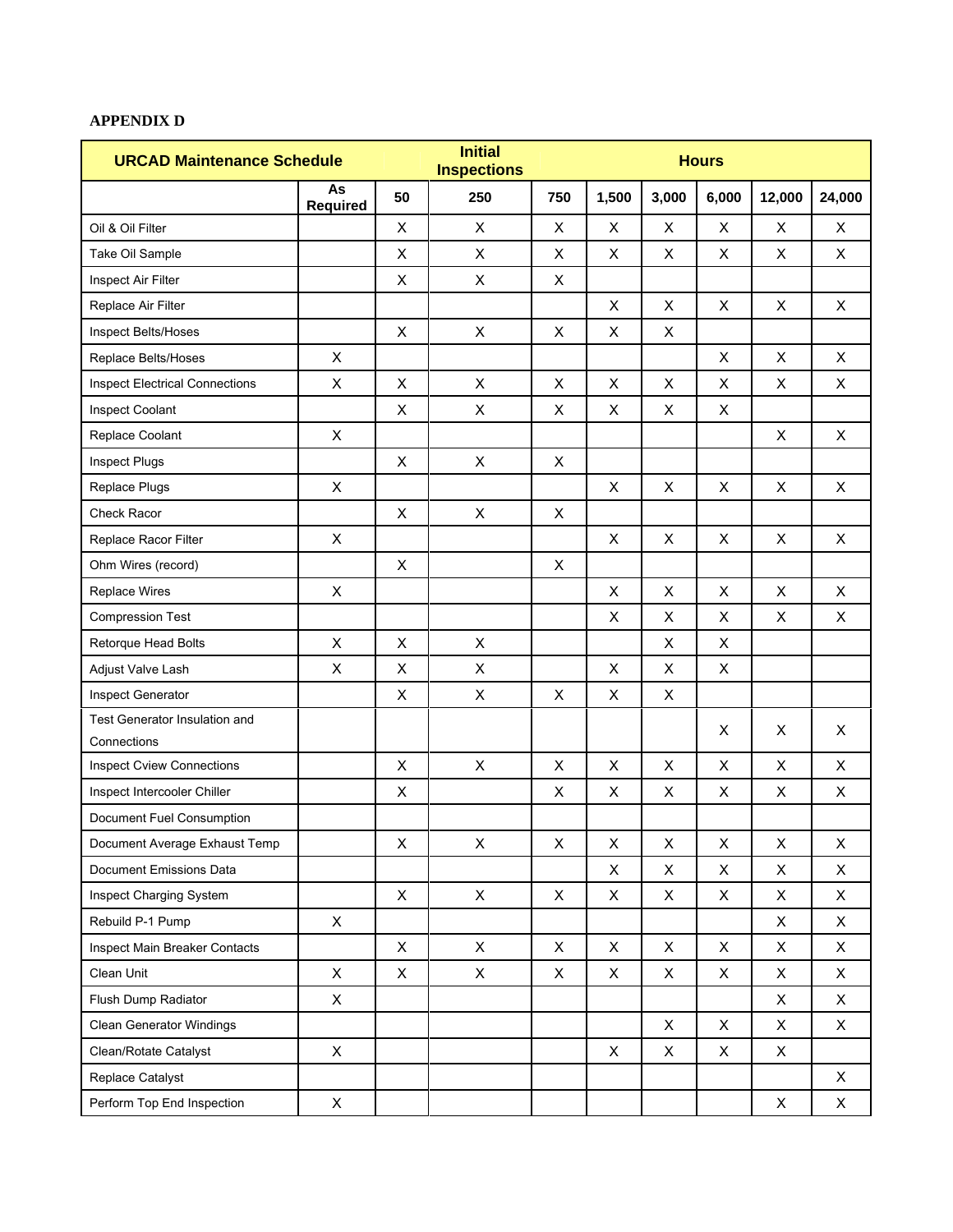**APPENDIX D**

| URCAD Maintenance Schedule | | Initial Inspections | | | Hours | | | | |
|---|---|---|---|---|---|---|---|---|---|
| | As Required | 50 | 250 | 750 | 1,500 | 3,000 | 6,000 | 12,000 | 24,000 |
| Oil & Oil Filter | | X | X | X | X | X | X | X | X |
| Take Oil Sample | | X | X | X | X | X | X | X | X |
| Inspect Air Filter | | X | X | X | | | | | |
| Replace Air Filter | | | | | X | X | X | X | X |
| Inspect Belts/Hoses | | X | X | X | X | X | | | |
| Replace Belts/Hoses | X | | | | | | X | X | X |
| Inspect Electrical Connections | X | X | X | X | X | X | X | X | X |
| Inspect Coolant | | X | X | X | X | X | X | | |
| Replace Coolant | X | | | | | | | X | X |
| Inspect Plugs | | X | X | X | | | | | |
| Replace Plugs | X | | | | X | X | X | X | X |
| Check Racor | | X | X | X | | | | | |
| Replace Racor Filter | X | | | | X | X | X | X | X |
| Ohm Wires (record) | | X | | X | | | | | |
| Replace Wires | X | | | | X | X | X | X | X |
| Compression Test | | | | | X | X | X | X | X |
| Retorque Head Bolts | X | X | X | | | X | X | | |
| Adjust Valve Lash | X | X | X | | X | X | X | | |
| Inspect Generator | | X | X | X | X | X | | | |
| Test Generator Insulation and Connections | | | | | | | X | X | X |
| Inspect Cview Connections | | X | X | X | X | X | X | X | X |
| Inspect Intercooler Chiller | | X | | X | X | X | X | X | X |
| Document Fuel Consumption | | | | | | | | | |
| Document Average Exhaust Temp | | X | X | X | X | X | X | X | X |
| Document Emissions Data | | | | | X | X | X | X | X |
| Inspect Charging System | | X | X | X | X | X | X | X | X |
| Rebuild P-1 Pump | X | | | | | | | X | X |
| Inspect Main Breaker Contacts | | X | X | X | X | X | X | X | X |
| Clean Unit | X | X | X | X | X | X | X | X | X |
| Flush Dump Radiator | X | | | | | | | X | X |
| Clean Generator Windings | | | | | | X | X | X | X |
| Clean/Rotate Catalyst | X | | | | X | X | X | X | |
| Replace Catalyst | | | | | | | | | X |
| Perform Top End Inspection | X | | | | | | | X | X |